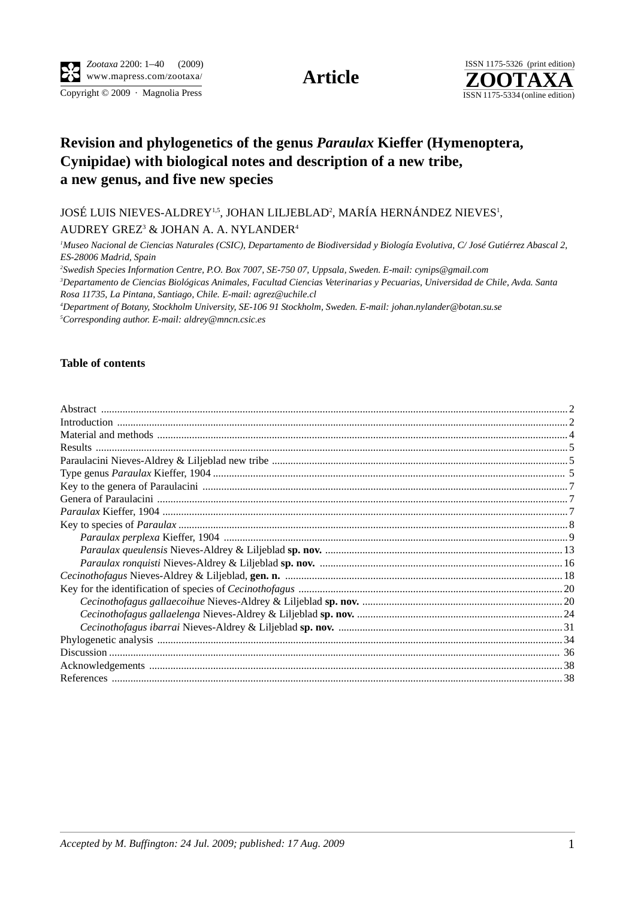# Revision and phylogenetics of the genus *Paraulax* Kieffer (Hymenoptera, Cynipidae) with biological notes and description of a new tribe, a new genus, and five new species

JOSÉ LUIS NIEVES-ALDREY[1,5], JOHAN LILJEBLAD[2], MARÍA HERNÁNDEZ NIEVES[1], AUDREY GREZ[3] & JOHAN A. A. NYLANDER[4]

[1]*Museo Nacional de Ciencias Naturales (CSIC), Departamento de Biodiversidad y Biología Evolutiva, C/ José Gutiérrez Abascal 2, ES-28006 Madrid, Spain*

[2]*Swedish Species Information Centre, P.O. Box 7007, SE-750 07, Uppsala, Sweden. E-mail: cynips@gmail.com*

[3]*Departamento de Ciencias Biológicas Animales, Facultad Ciencias Veterinarias y Pecuarias, Universidad de Chile, Avda. Santa Rosa 11735, La Pintana, Santiago, Chile. E-mail: agrez@uchile.cl*

[4]*Department of Botany, Stockholm University, SE-106 91 Stockholm, Sweden. E-mail: johan.nylander@botan.su.se*

[5]*Corresponding author. E-mail: aldrey@mncn.csic.es*

## Table of contents

- Abstract .......... 2
- Introduction .......... 2
- Material and methods .......... 4
- Results .......... 5
- Paraulacini Nieves-Aldrey & Liljeblad new tribe .......... 5
- Type genus *Paraulax* Kieffer, 1904 .......... 5
- Key to the genera of Paraulacini .......... 7
- Genera of Paraulacini .......... 7
- *Paraulax* Kieffer, 1904 .......... 7
- Key to species of *Paraulax* .......... 8
    - *Paraulax perplexa* Kieffer, 1904 .......... 9
    - *Paraulax queulensis* Nieves-Aldrey & Liljeblad **sp. nov.** .......... 13
    - *Paraulax ronquisti* Nieves-Aldrey & Liljeblad **sp. nov.** .......... 16
- *Cecinothofagus* Nieves-Aldrey & Liljeblad, **gen. n.** .......... 18
- Key for the identification of species of *Cecinothofagus* .......... 20
    - *Cecinothofagus gallaecoihue* Nieves-Aldrey & Liljeblad **sp. nov.** .......... 20
    - *Cecinothofagus gallaelenga* Nieves-Aldrey & Liljeblad **sp. nov.** .......... 24
    - *Cecinothofagus ibarrai* Nieves-Aldrey & Liljeblad **sp. nov.** .......... 31
- Phylogenetic analysis .......... 34
- Discussion .......... 36
- Acknowledgements .......... 38
- References .......... 38

*Accepted by M. Buffington: 24 Jul. 2009; published: 17 Aug. 2009*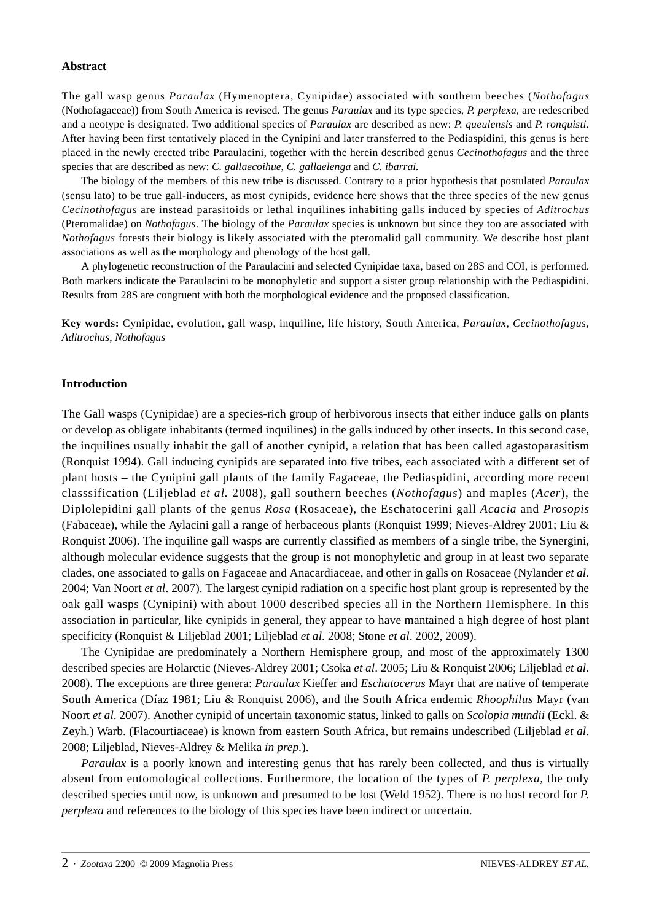## Abstract

The gall wasp genus *Paraulax* (Hymenoptera, Cynipidae) associated with southern beeches (*Nothofagus* (Nothofagaceae)) from South America is revised. The genus *Paraulax* and its type species, *P. perplexa*, are redescribed and a neotype is designated. Two additional species of *Paraulax* are described as new: *P. queulensis* and *P. ronquisti*. After having been first tentatively placed in the Cynipini and later transferred to the Pediaspidini, this genus is here placed in the newly erected tribe Paraulacini, together with the herein described genus *Cecinothofagus* and the three species that are described as new: *C. gallaecoihue*, *C. gallaelenga* and *C. ibarrai*.

The biology of the members of this new tribe is discussed. Contrary to a prior hypothesis that postulated *Paraulax* (sensu lato) to be true gall-inducers, as most cynipids, evidence here shows that the three species of the new genus *Cecinothofagus* are instead parasitoids or lethal inquilines inhabiting galls induced by species of *Aditrochus* (Pteromalidae) on *Nothofagus*. The biology of the *Paraulax* species is unknown but since they too are associated with *Nothofagus* forests their biology is likely associated with the pteromalid gall community. We describe host plant associations as well as the morphology and phenology of the host gall.

A phylogenetic reconstruction of the Paraulacini and selected Cynipidae taxa, based on 28S and COI, is performed. Both markers indicate the Paraulacini to be monophyletic and support a sister group relationship with the Pediaspidini. Results from 28S are congruent with both the morphological evidence and the proposed classification.

**Key words:** Cynipidae, evolution, gall wasp, inquiline, life history, South America, *Paraulax*, *Cecinothofagus*, *Aditrochus*, *Nothofagus*

## Introduction

The Gall wasps (Cynipidae) are a species-rich group of herbivorous insects that either induce galls on plants or develop as obligate inhabitants (termed inquilines) in the galls induced by other insects. In this second case, the inquilines usually inhabit the gall of another cynipid, a relation that has been called agastoparasitism (Ronquist 1994). Gall inducing cynipids are separated into five tribes, each associated with a different set of plant hosts – the Cynipini gall plants of the family Fagaceae, the Pediaspidini, according more recent classsification (Liljeblad *et al.* 2008), gall southern beeches (*Nothofagus*) and maples (*Acer*), the Diplolepidini gall plants of the genus *Rosa* (Rosaceae), the Eschatocerini gall *Acacia* and *Prosopis* (Fabaceae), while the Aylacini gall a range of herbaceous plants (Ronquist 1999; Nieves-Aldrey 2001; Liu & Ronquist 2006). The inquiline gall wasps are currently classified as members of a single tribe, the Synergini, although molecular evidence suggests that the group is not monophyletic and group in at least two separate clades, one associated to galls on Fagaceae and Anacardiaceae, and other in galls on Rosaceae (Nylander *et al.* 2004; Van Noort *et al*. 2007). The largest cynipid radiation on a specific host plant group is represented by the oak gall wasps (Cynipini) with about 1000 described species all in the Northern Hemisphere. In this association in particular, like cynipids in general, they appear to have mantained a high degree of host plant specificity (Ronquist & Liljeblad 2001; Liljeblad *et al*. 2008; Stone *et al*. 2002, 2009).

The Cynipidae are predominately a Northern Hemisphere group, and most of the approximately 1300 described species are Holarctic (Nieves-Aldrey 2001; Csoka *et al*. 2005; Liu & Ronquist 2006; Liljeblad *et al*. 2008). The exceptions are three genera: *Paraulax* Kieffer and *Eschatocerus* Mayr that are native of temperate South America (Díaz 1981; Liu & Ronquist 2006), and the South Africa endemic *Rhoophilus* Mayr (van Noort *et al*. 2007). Another cynipid of uncertain taxonomic status, linked to galls on *Scolopia mundii* (Eckl. & Zeyh.) Warb. (Flacourtiaceae) is known from eastern South Africa, but remains undescribed (Liljeblad *et al*. 2008; Liljeblad, Nieves-Aldrey & Melika *in prep.*).

*Paraulax* is a poorly known and interesting genus that has rarely been collected, and thus is virtually absent from entomological collections. Furthermore, the location of the types of *P. perplexa*, the only described species until now, is unknown and presumed to be lost (Weld 1952). There is no host record for *P. perplexa* and references to the biology of this species have been indirect or uncertain.